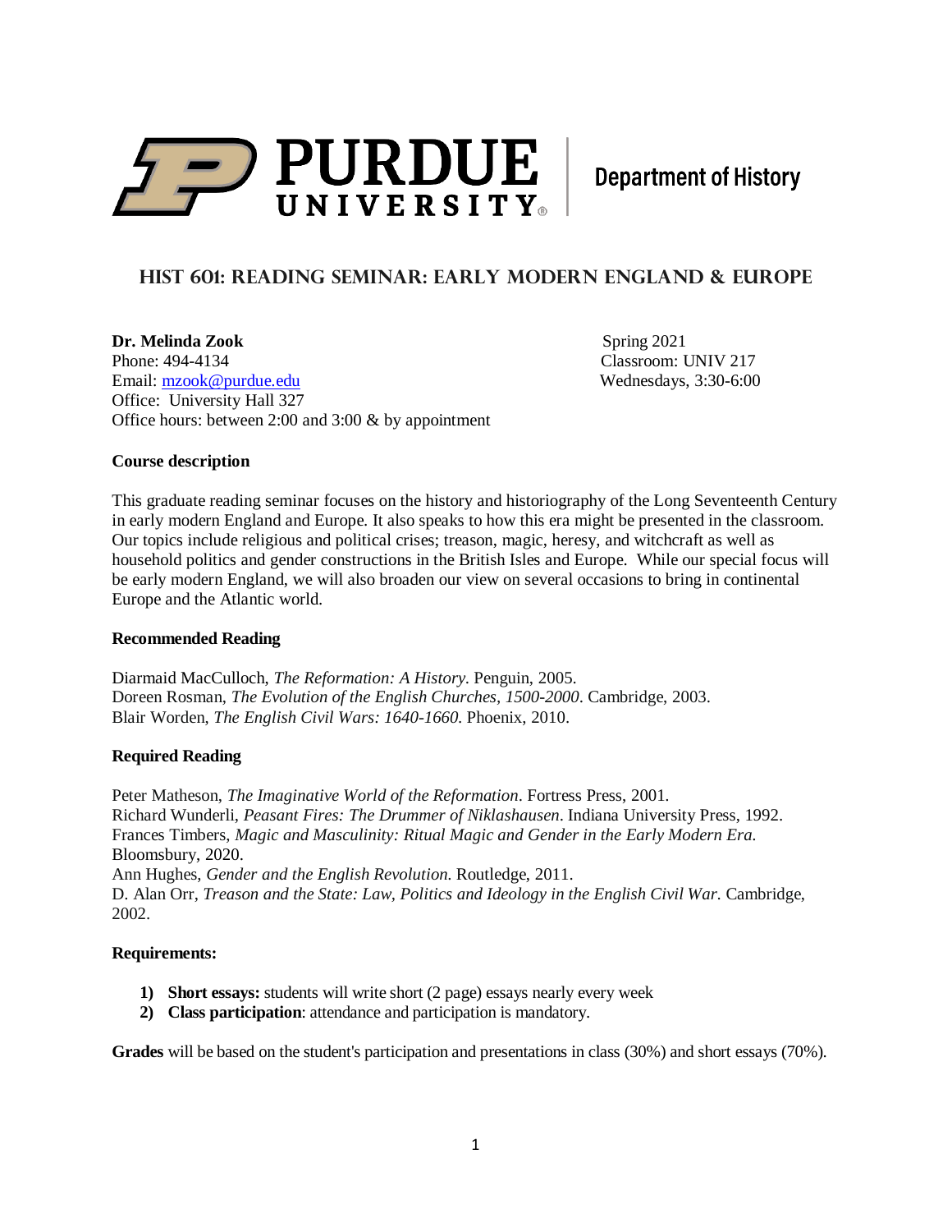Purdue University | Department of History

# HIST 601: Reading Seminar: Early Modern England & Europe

**Dr. Melinda Zook**
Phone: 494-4134
Email: mzook@purdue.edu
Office: University Hall 327
Office hours: between 2:00 and 3:00 & by appointment

Spring 2021
Classroom: UNIV 217
Wednesdays, 3:30-6:00

**Course description**

This graduate reading seminar focuses on the history and historiography of the Long Seventeenth Century in early modern England and Europe. It also speaks to how this era might be presented in the classroom. Our topics include religious and political crises; treason, magic, heresy, and witchcraft as well as household politics and gender constructions in the British Isles and Europe. While our special focus will be early modern England, we will also broaden our view on several occasions to bring in continental Europe and the Atlantic world.

**Recommended Reading**

Diarmaid MacCulloch, *The Reformation: A History*. Penguin, 2005.
Doreen Rosman, *The Evolution of the English Churches, 1500-2000*. Cambridge, 2003.
Blair Worden, *The English Civil Wars: 1640-1660*. Phoenix, 2010.

**Required Reading**

Peter Matheson, *The Imaginative World of the Reformation*. Fortress Press, 2001.
Richard Wunderli, *Peasant Fires: The Drummer of Niklashausen*. Indiana University Press, 1992.
Frances Timbers, *Magic and Masculinity: Ritual Magic and Gender in the Early Modern Era*. Bloomsbury, 2020.
Ann Hughes, *Gender and the English Revolution*. Routledge, 2011.
D. Alan Orr, *Treason and the State: Law, Politics and Ideology in the English Civil War*. Cambridge, 2002.

**Requirements:**

1) **Short essays:** students will write short (2 page) essays nearly every week
2) **Class participation**: attendance and participation is mandatory.

**Grades** will be based on the student's participation and presentations in class (30%) and short essays (70%).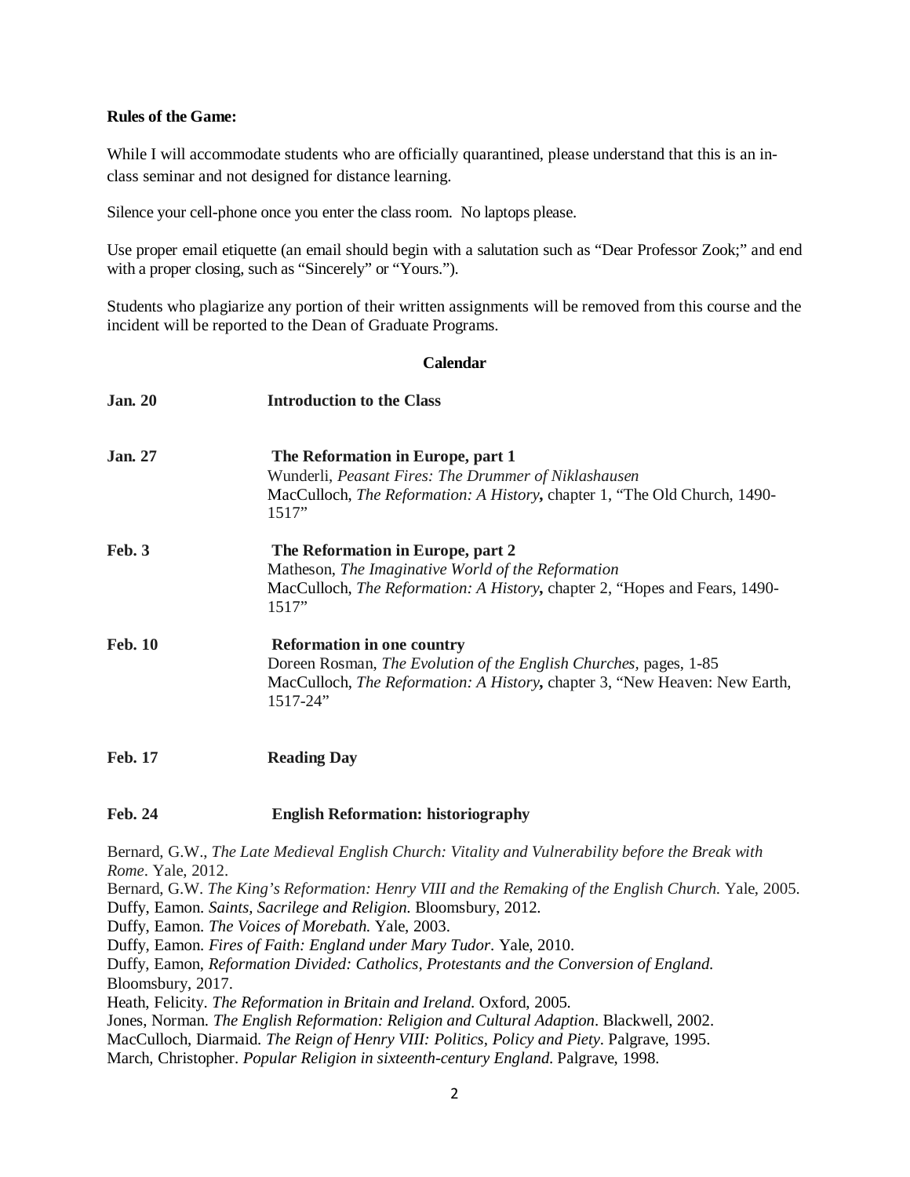**Rules of the Game:**

While I will accommodate students who are officially quarantined, please understand that this is an in-class seminar and not designed for distance learning.

Silence your cell-phone once you enter the class room. No laptops please.

Use proper email etiquette (an email should begin with a salutation such as "Dear Professor Zook;" and end with a proper closing, such as "Sincerely" or "Yours.").

Students who plagiarize any portion of their written assignments will be removed from this course and the incident will be reported to the Dean of Graduate Programs.

## Calendar

**Jan. 20** **Introduction to the Class**

**Jan. 27** **The Reformation in Europe, part 1**
Wunderli, *Peasant Fires: The Drummer of Niklashausen*
MacCulloch, *The Reformation: A History***,** chapter 1, "The Old Church, 1490-1517"

**Feb. 3** **The Reformation in Europe, part 2**
Matheson, *The Imaginative World of the Reformation*
MacCulloch, *The Reformation: A History***,** chapter 2, "Hopes and Fears, 1490-1517"

**Feb. 10** **Reformation in one country**
Doreen Rosman, *The Evolution of the English Churches*, pages, 1-85
MacCulloch, *The Reformation: A History***,** chapter 3, "New Heaven: New Earth, 1517-24"

**Feb. 17** **Reading Day**

**Feb. 24** **English Reformation: historiography**

Bernard, G.W., *The Late Medieval English Church: Vitality and Vulnerability before the Break with Rome*. Yale, 2012.
Bernard, G.W. *The King's Reformation: Henry VIII and the Remaking of the English Church.* Yale, 2005.
Duffy, Eamon. *Saints, Sacrilege and Religion.* Bloomsbury, 2012.
Duffy, Eamon. *The Voices of Morebath.* Yale, 2003.
Duffy, Eamon. *Fires of Faith: England under Mary Tudor*. Yale, 2010.
Duffy, Eamon, *Reformation Divided: Catholics, Protestants and the Conversion of England.* Bloomsbury, 2017.
Heath, Felicity. *The Reformation in Britain and Ireland.* Oxford, 2005.
Jones, Norman. *The English Reformation: Religion and Cultural Adaption*. Blackwell, 2002.
MacCulloch, Diarmaid. *The Reign of Henry VIII: Politics, Policy and Piety*. Palgrave, 1995.
March, Christopher. *Popular Religion in sixteenth-century England.* Palgrave, 1998.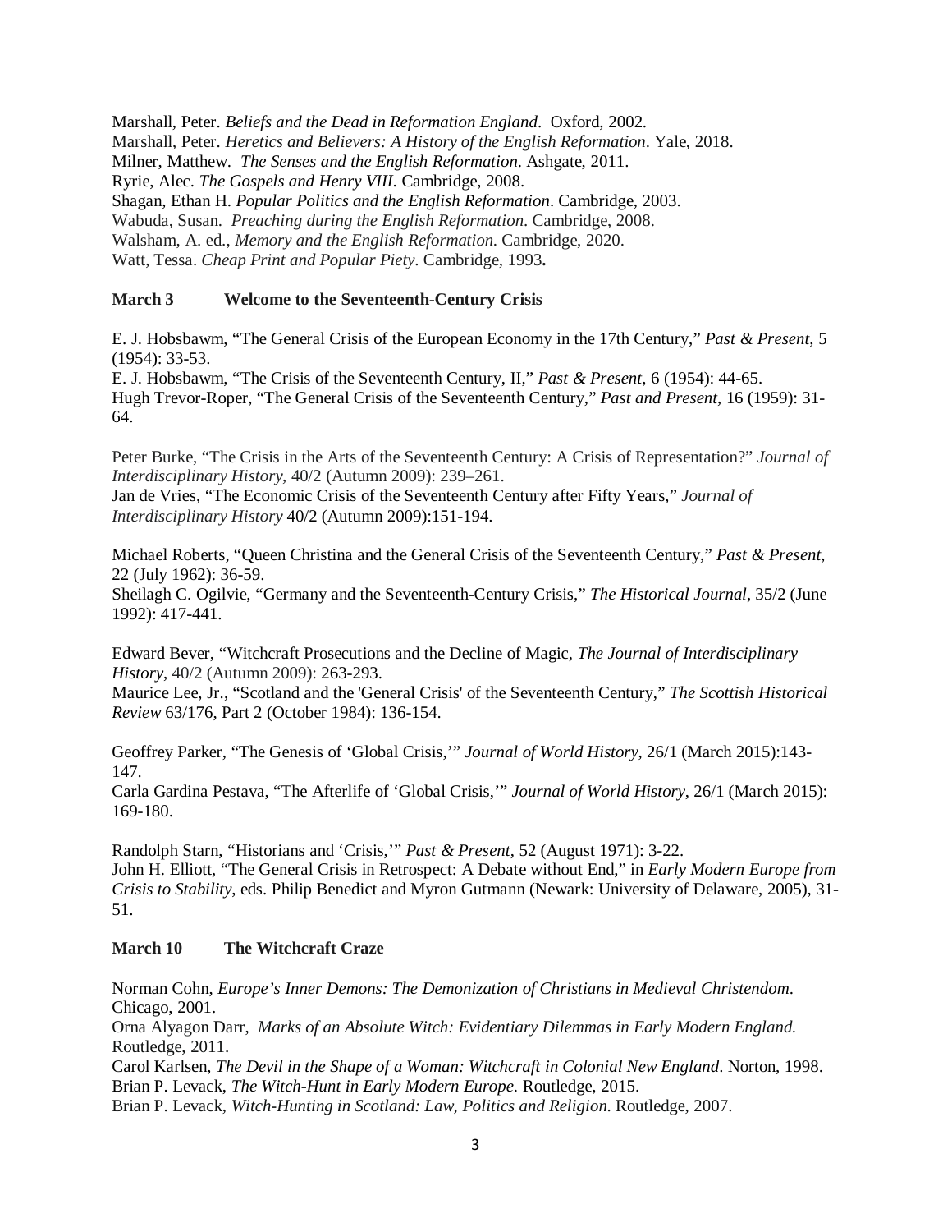Marshall, Peter. *Beliefs and the Dead in Reformation England*. Oxford, 2002.
Marshall, Peter. *Heretics and Believers: A History of the English Reformation*. Yale, 2018.
Milner, Matthew. *The Senses and the English Reformation*. Ashgate, 2011.
Ryrie, Alec. *The Gospels and Henry VIII*. Cambridge, 2008.
Shagan, Ethan H. *Popular Politics and the English Reformation*. Cambridge, 2003.
Wabuda, Susan. *Preaching during the English Reformation*. Cambridge, 2008.
Walsham, A. ed., *Memory and the English Reformation*. Cambridge, 2020.
Watt, Tessa. *Cheap Print and Popular Piety*. Cambridge, 1993.

**March 3 Welcome to the Seventeenth-Century Crisis**

E. J. Hobsbawm, "The General Crisis of the European Economy in the 17th Century," *Past & Present*, 5 (1954): 33-53.
E. J. Hobsbawm, "The Crisis of the Seventeenth Century, II," *Past & Present*, 6 (1954): 44-65.
Hugh Trevor-Roper, "The General Crisis of the Seventeenth Century," *Past and Present*, 16 (1959): 31-64.

Peter Burke, "The Crisis in the Arts of the Seventeenth Century: A Crisis of Representation?" *Journal of Interdisciplinary History*, 40/2 (Autumn 2009): 239–261.
Jan de Vries, "The Economic Crisis of the Seventeenth Century after Fifty Years," *Journal of Interdisciplinary History* 40/2 (Autumn 2009):151-194.

Michael Roberts, "Queen Christina and the General Crisis of the Seventeenth Century," *Past & Present*, 22 (July 1962): 36-59.
Sheilagh C. Ogilvie, "Germany and the Seventeenth-Century Crisis," *The Historical Journal*, 35/2 (June 1992): 417-441.

Edward Bever, "Witchcraft Prosecutions and the Decline of Magic, *The Journal of Interdisciplinary History*, 40/2 (Autumn 2009): 263-293.
Maurice Lee, Jr., "Scotland and the 'General Crisis' of the Seventeenth Century," *The Scottish Historical Review* 63/176, Part 2 (October 1984): 136-154.

Geoffrey Parker, "The Genesis of 'Global Crisis,'" *Journal of World History*, 26/1 (March 2015):143-147.
Carla Gardina Pestava, "The Afterlife of 'Global Crisis,'" *Journal of World History*, 26/1 (March 2015): 169-180.

Randolph Starn, "Historians and 'Crisis,'" *Past & Present*, 52 (August 1971): 3-22.
John H. Elliott, "The General Crisis in Retrospect: A Debate without End," in *Early Modern Europe from Crisis to Stability*, eds. Philip Benedict and Myron Gutmann (Newark: University of Delaware, 2005), 31-51.

**March 10 The Witchcraft Craze**

Norman Cohn, *Europe's Inner Demons: The Demonization of Christians in Medieval Christendom*. Chicago, 2001.
Orna Alyagon Darr, *Marks of an Absolute Witch: Evidentiary Dilemmas in Early Modern England.* Routledge, 2011.
Carol Karlsen, *The Devil in the Shape of a Woman: Witchcraft in Colonial New England*. Norton, 1998.
Brian P. Levack, *The Witch-Hunt in Early Modern Europe*. Routledge, 2015.
Brian P. Levack, *Witch-Hunting in Scotland: Law, Politics and Religion*. Routledge, 2007.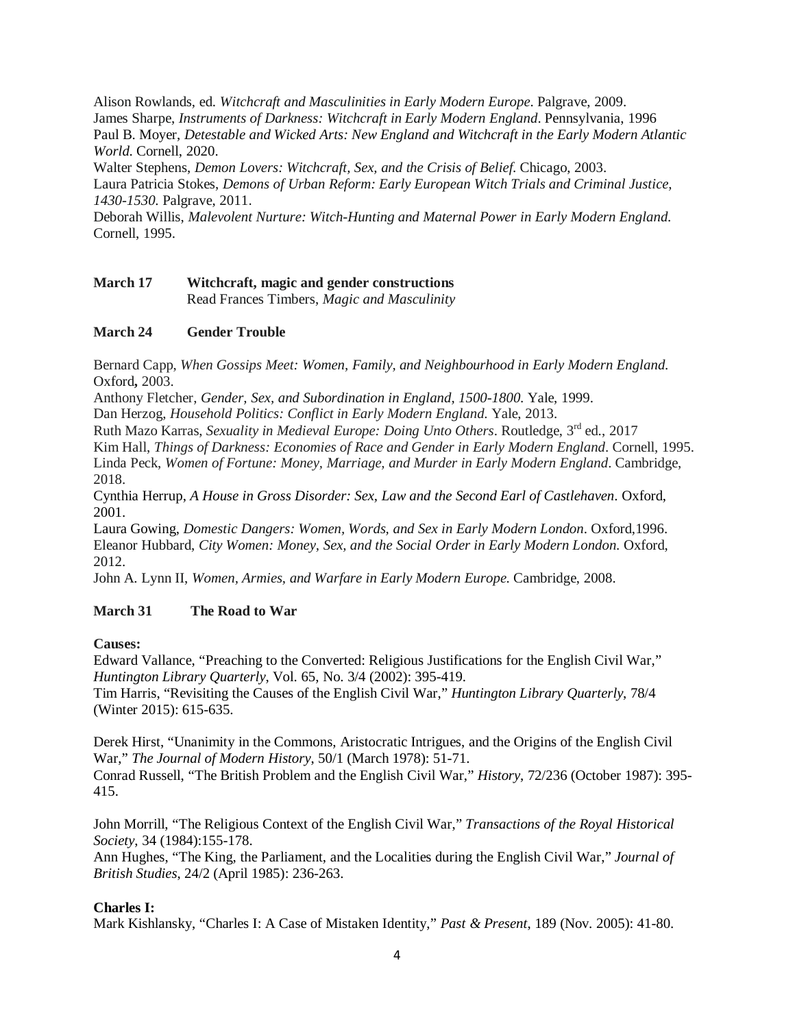Alison Rowlands, ed. *Witchcraft and Masculinities in Early Modern Europe*. Palgrave, 2009.
James Sharpe, *Instruments of Darkness: Witchcraft in Early Modern England*. Pennsylvania, 1996
Paul B. Moyer, *Detestable and Wicked Arts: New England and Witchcraft in the Early Modern Atlantic World*. Cornell, 2020.
Walter Stephens, *Demon Lovers: Witchcraft, Sex, and the Crisis of Belief*. Chicago, 2003.
Laura Patricia Stokes, *Demons of Urban Reform: Early European Witch Trials and Criminal Justice, 1430-1530*. Palgrave, 2011.
Deborah Willis, *Malevolent Nurture: Witch-Hunting and Maternal Power in Early Modern England*. Cornell, 1995.

**March 17 Witchcraft, magic and gender constructions**
Read Frances Timbers, *Magic and Masculinity*

**March 24 Gender Trouble**

Bernard Capp, *When Gossips Meet: Women, Family, and Neighbourhood in Early Modern England*. Oxford**,** 2003.
Anthony Fletcher, *Gender, Sex, and Subordination in England, 1500-1800*. Yale, 1999.
Dan Herzog, *Household Politics: Conflict in Early Modern England*. Yale, 2013.
Ruth Mazo Karras, *Sexuality in Medieval Europe: Doing Unto Others*. Routledge, 3rd ed., 2017
Kim Hall, *Things of Darkness: Economies of Race and Gender in Early Modern England*. Cornell, 1995.
Linda Peck, *Women of Fortune: Money, Marriage, and Murder in Early Modern England*. Cambridge, 2018.
Cynthia Herrup, *A House in Gross Disorder: Sex, Law and the Second Earl of Castlehaven*. Oxford, 2001.
Laura Gowing, *Domestic Dangers: Women, Words, and Sex in Early Modern London*. Oxford,1996.
Eleanor Hubbard, *City Women: Money, Sex, and the Social Order in Early Modern London*. Oxford, 2012.
John A. Lynn II, *Women, Armies, and Warfare in Early Modern Europe*. Cambridge, 2008.

**March 31 The Road to War**

**Causes:**
Edward Vallance, "Preaching to the Converted: Religious Justifications for the English Civil War," *Huntington Library Quarterly*, Vol. 65, No. 3/4 (2002): 395-419.
Tim Harris, "Revisiting the Causes of the English Civil War," *Huntington Library Quarterly*, 78/4 (Winter 2015): 615-635.

Derek Hirst, "Unanimity in the Commons, Aristocratic Intrigues, and the Origins of the English Civil War," *The Journal of Modern History*, 50/1 (March 1978): 51-71.
Conrad Russell, "The British Problem and the English Civil War," *History*, 72/236 (October 1987): 395-415.

John Morrill, "The Religious Context of the English Civil War," *Transactions of the Royal Historical Society*, 34 (1984):155-178.
Ann Hughes, "The King, the Parliament, and the Localities during the English Civil War," *Journal of British Studies*, 24/2 (April 1985): 236-263.

**Charles I:**
Mark Kishlansky, "Charles I: A Case of Mistaken Identity," *Past & Present*, 189 (Nov. 2005): 41-80.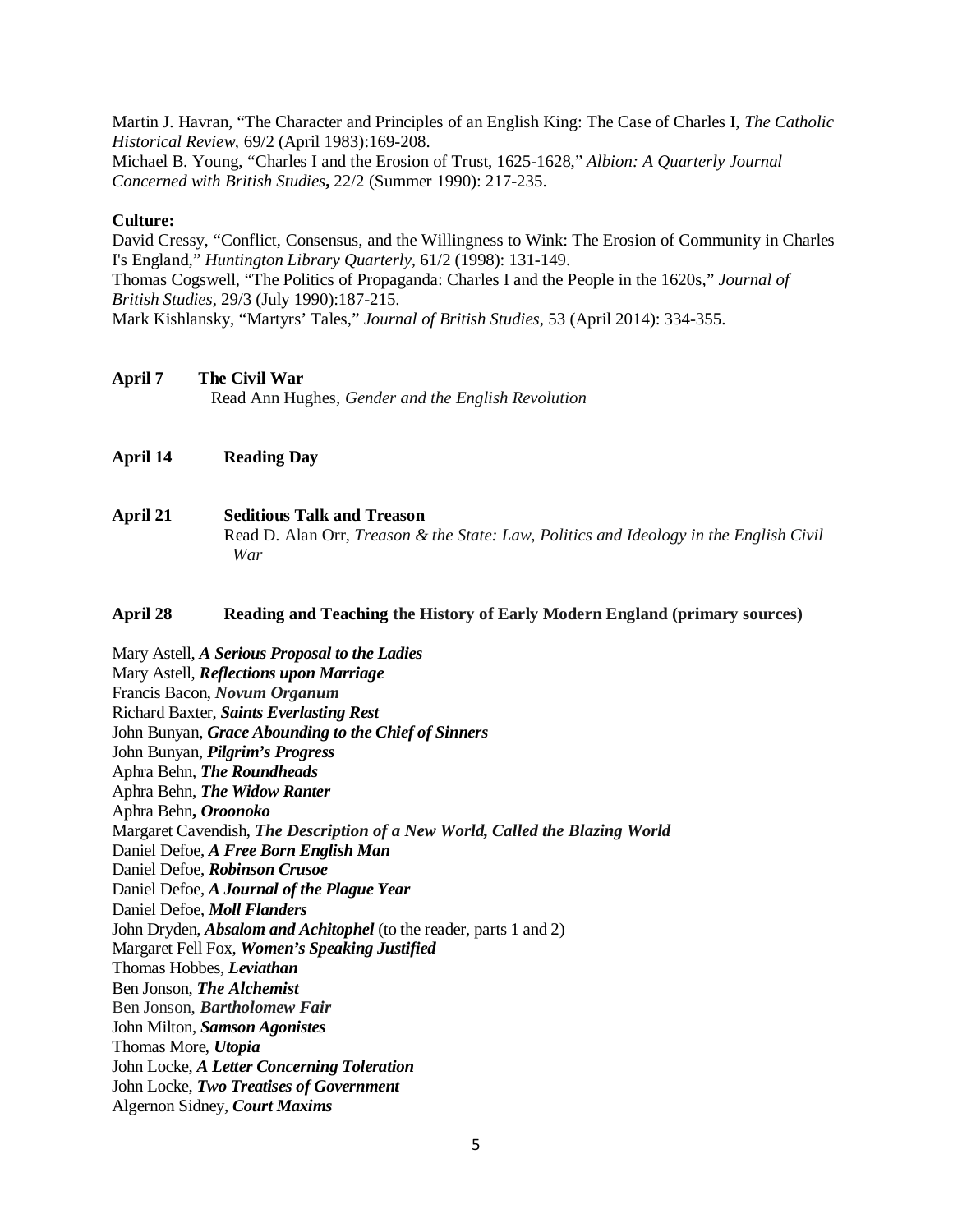Martin J. Havran, "The Character and Principles of an English King: The Case of Charles I, *The Catholic Historical Review*, 69/2 (April 1983):169-208.
Michael B. Young, "Charles I and the Erosion of Trust, 1625-1628," *Albion: A Quarterly Journal Concerned with British Studies***,** 22/2 (Summer 1990): 217-235.

**Culture:**
David Cressy, "Conflict, Consensus, and the Willingness to Wink: The Erosion of Community in Charles I's England," *Huntington Library Quarterly*, 61/2 (1998): 131-149.
Thomas Cogswell, "The Politics of Propaganda: Charles I and the People in the 1620s," *Journal of British Studies*, 29/3 (July 1990):187-215.
Mark Kishlansky, "Martyrs' Tales," *Journal of British Studies*, 53 (April 2014): 334-355.

**April 7** **The Civil War**
Read Ann Hughes, *Gender and the English Revolution*

**April 14** **Reading Day**

**April 21** **Seditious Talk and Treason**
Read D. Alan Orr, *Treason & the State: Law, Politics and Ideology in the English Civil War*

**April 28** **Reading and Teaching the History of Early Modern England (primary sources)**

Mary Astell, ***A Serious Proposal to the Ladies***
Mary Astell, ***Reflections upon Marriage***
Francis Bacon, ***Novum Organum***
Richard Baxter, ***Saints Everlasting Rest***
John Bunyan, ***Grace Abounding to the Chief of Sinners***
John Bunyan, ***Pilgrim's Progress***
Aphra Behn, ***The Roundheads***
Aphra Behn, ***The Widow Ranter***
Aphra Behn**,** ***Oroonoko***
Margaret Cavendish, ***The Description of a New World, Called the Blazing World***
Daniel Defoe, ***A Free Born English Man***
Daniel Defoe, ***Robinson Crusoe***
Daniel Defoe, ***A Journal of the Plague Year***
Daniel Defoe, ***Moll Flanders***
John Dryden, ***Absalom and Achitophel*** (to the reader, parts 1 and 2)
Margaret Fell Fox, ***Women's Speaking Justified***
Thomas Hobbes, ***Leviathan***
Ben Jonson, ***The Alchemist***
Ben Jonson, ***Bartholomew Fair***
John Milton, ***Samson Agonistes***
Thomas More, ***Utopia***
John Locke, ***A Letter Concerning Toleration***
John Locke, ***Two Treatises of Government***
Algernon Sidney, ***Court Maxims***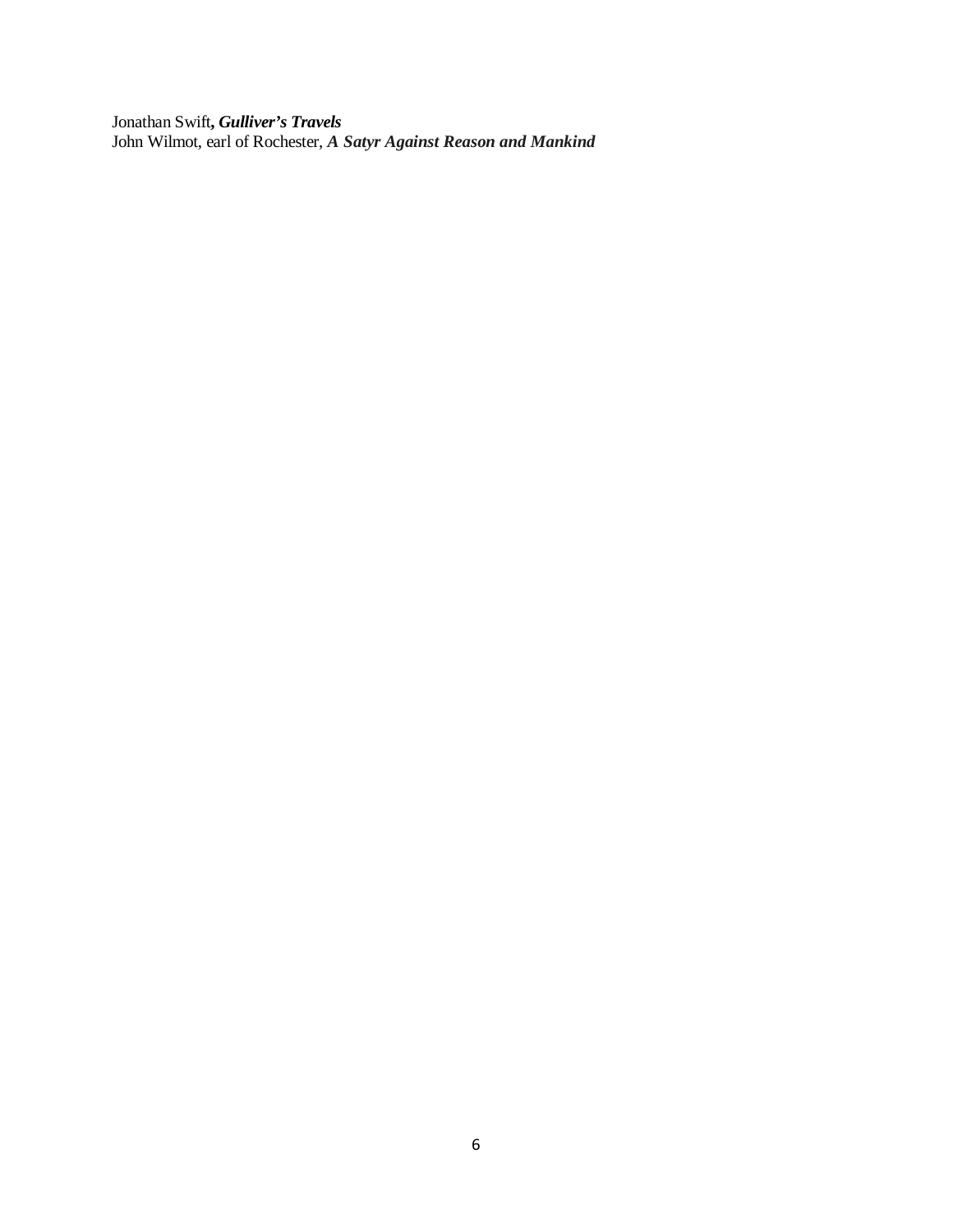Jonathan Swift, ***Gulliver's Travels***
John Wilmot, earl of Rochester, ***A Satyr Against Reason and Mankind***